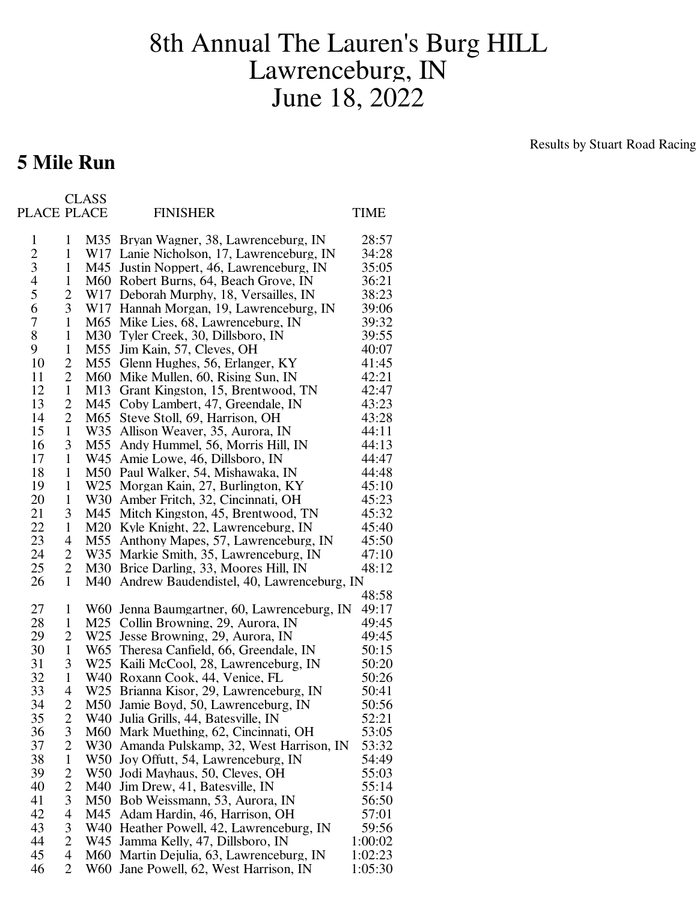# 8th Annual The Lauren's Burg HILL
# Lawrenceburg, IN
# June 18, 2022

Results by Stuart Road Racing

## 5 Mile Run

| PLACE | CLASS PLACE | | FINISHER | TIME |
|---|---|---|---|---|
| 1 | 1 | M35 | Bryan Wagner, 38, Lawrenceburg, IN | 28:57 |
| 2 | 1 | W17 | Lanie Nicholson, 17, Lawrenceburg, IN | 34:28 |
| 3 | 1 | M45 | Justin Noppert, 46, Lawrenceburg, IN | 35:05 |
| 4 | 1 | M60 | Robert Burns, 64, Beach Grove, IN | 36:21 |
| 5 | 2 | W17 | Deborah Murphy, 18, Versailles, IN | 38:23 |
| 6 | 3 | W17 | Hannah Morgan, 19, Lawrenceburg, IN | 39:06 |
| 7 | 1 | M65 | Mike Lies, 68, Lawrenceburg, IN | 39:32 |
| 8 | 1 | M30 | Tyler Creek, 30, Dillsboro, IN | 39:55 |
| 9 | 1 | M55 | Jim Kain, 57, Cleves, OH | 40:07 |
| 10 | 2 | M55 | Glenn Hughes, 56, Erlanger, KY | 41:45 |
| 11 | 2 | M60 | Mike Mullen, 60, Rising Sun, IN | 42:21 |
| 12 | 1 | M13 | Grant Kingston, 15, Brentwood, TN | 42:47 |
| 13 | 2 | M45 | Coby Lambert, 47, Greendale, IN | 43:23 |
| 14 | 2 | M65 | Steve Stoll, 69, Harrison, OH | 43:28 |
| 15 | 1 | W35 | Allison Weaver, 35, Aurora, IN | 44:11 |
| 16 | 3 | M55 | Andy Hummel, 56, Morris Hill, IN | 44:13 |
| 17 | 1 | W45 | Amie Lowe, 46, Dillsboro, IN | 44:47 |
| 18 | 1 | M50 | Paul Walker, 54, Mishawaka, IN | 44:48 |
| 19 | 1 | W25 | Morgan Kain, 27, Burlington, KY | 45:10 |
| 20 | 1 | W30 | Amber Fritch, 32, Cincinnati, OH | 45:23 |
| 21 | 3 | M45 | Mitch Kingston, 45, Brentwood, TN | 45:32 |
| 22 | 1 | M20 | Kyle Knight, 22, Lawrenceburg, IN | 45:40 |
| 23 | 4 | M55 | Anthony Mapes, 57, Lawrenceburg, IN | 45:50 |
| 24 | 2 | W35 | Markie Smith, 35, Lawrenceburg, IN | 47:10 |
| 25 | 2 | M30 | Brice Darling, 33, Moores Hill, IN | 48:12 |
| 26 | 1 | M40 | Andrew Baudendistel, 40, Lawrenceburg, IN | 48:58 |
| 27 | 1 | W60 | Jenna Baumgartner, 60, Lawrenceburg, IN | 49:17 |
| 28 | 1 | M25 | Collin Browning, 29, Aurora, IN | 49:45 |
| 29 | 2 | W25 | Jesse Browning, 29, Aurora, IN | 49:45 |
| 30 | 1 | W65 | Theresa Canfield, 66, Greendale, IN | 50:15 |
| 31 | 3 | W25 | Kaili McCool, 28, Lawrenceburg, IN | 50:20 |
| 32 | 1 | W40 | Roxann Cook, 44, Venice, FL | 50:26 |
| 33 | 4 | W25 | Brianna Kisor, 29, Lawrenceburg, IN | 50:41 |
| 34 | 2 | M50 | Jamie Boyd, 50, Lawrenceburg, IN | 50:56 |
| 35 | 2 | W40 | Julia Grills, 44, Batesville, IN | 52:21 |
| 36 | 3 | M60 | Mark Muething, 62, Cincinnati, OH | 53:05 |
| 37 | 2 | W30 | Amanda Pulskamp, 32, West Harrison, IN | 53:32 |
| 38 | 1 | W50 | Joy Offutt, 54, Lawrenceburg, IN | 54:49 |
| 39 | 2 | W50 | Jodi Mayhaus, 50, Cleves, OH | 55:03 |
| 40 | 2 | M40 | Jim Drew, 41, Batesville, IN | 55:14 |
| 41 | 3 | M50 | Bob Weissmann, 53, Aurora, IN | 56:50 |
| 42 | 4 | M45 | Adam Hardin, 46, Harrison, OH | 57:01 |
| 43 | 3 | W40 | Heather Powell, 42, Lawrenceburg, IN | 59:56 |
| 44 | 2 | W45 | Jamma Kelly, 47, Dillsboro, IN | 1:00:02 |
| 45 | 4 | M60 | Martin Dejulia, 63, Lawrenceburg, IN | 1:02:23 |
| 46 | 2 | W60 | Jane Powell, 62, West Harrison, IN | 1:05:30 |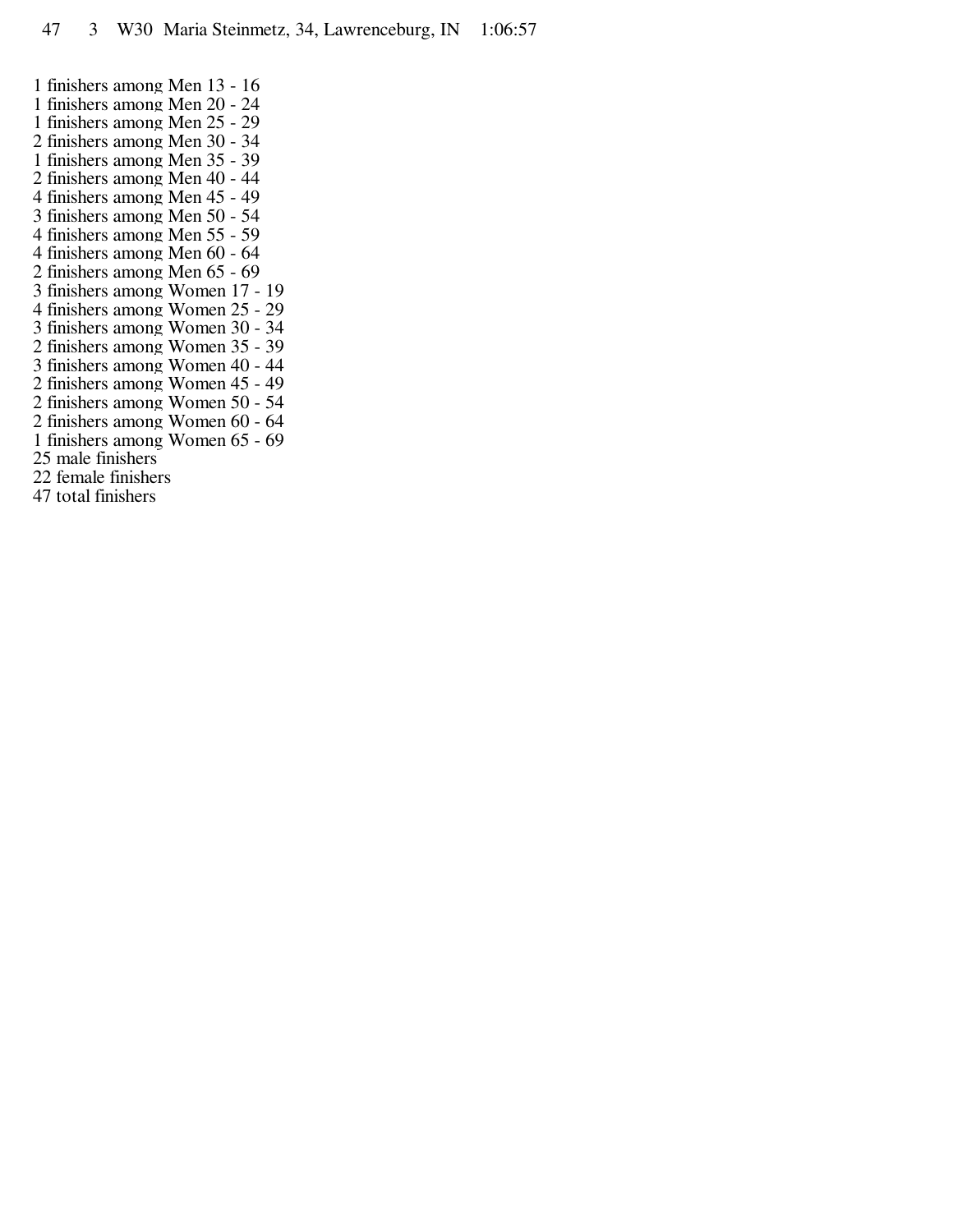| | | | | |
|---|---|---|---|---|
| 47 | 3 | W30 | Maria Steinmetz, 34, Lawrenceburg, IN | 1:06:57 |

1 finishers among Men 13 - 16
1 finishers among Men 20 - 24
1 finishers among Men 25 - 29
2 finishers among Men 30 - 34
1 finishers among Men 35 - 39
2 finishers among Men 40 - 44
4 finishers among Men 45 - 49
3 finishers among Men 50 - 54
4 finishers among Men 55 - 59
4 finishers among Men 60 - 64
2 finishers among Men 65 - 69
3 finishers among Women 17 - 19
4 finishers among Women 25 - 29
3 finishers among Women 30 - 34
2 finishers among Women 35 - 39
3 finishers among Women 40 - 44
2 finishers among Women 45 - 49
2 finishers among Women 50 - 54
2 finishers among Women 60 - 64
1 finishers among Women 65 - 69
25 male finishers
22 female finishers
47 total finishers